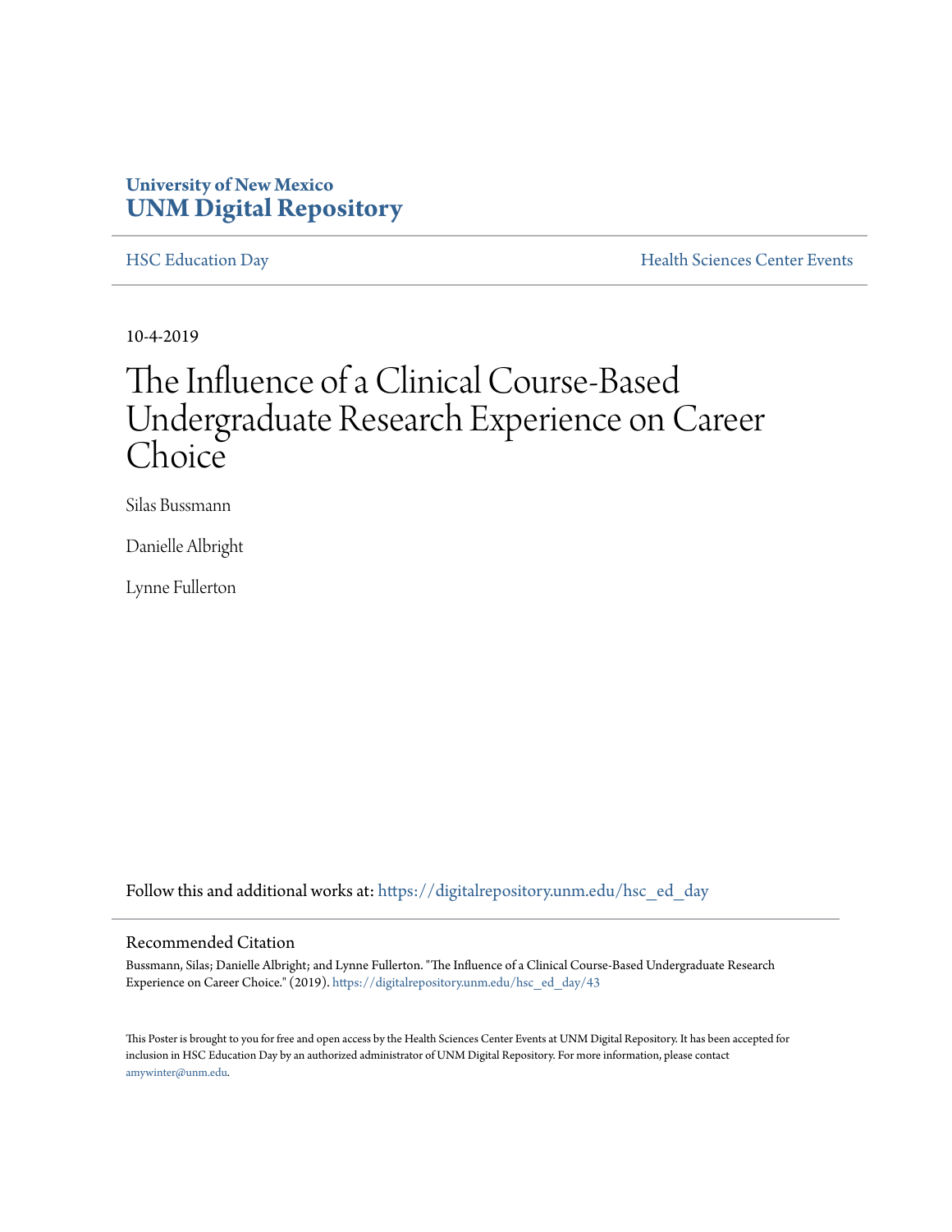University of New Mexico
**UNM Digital Repository**

HSC Education Day | Health Sciences Center Events

10-4-2019

# The Influence of a Clinical Course-Based Undergraduate Research Experience on Career Choice

Silas Bussmann

Danielle Albright

Lynne Fullerton

Follow this and additional works at: https://digitalrepository.unm.edu/hsc_ed_day

## Recommended Citation

Bussmann, Silas; Danielle Albright; and Lynne Fullerton. "The Influence of a Clinical Course-Based Undergraduate Research Experience on Career Choice." (2019). https://digitalrepository.unm.edu/hsc_ed_day/43

This Poster is brought to you for free and open access by the Health Sciences Center Events at UNM Digital Repository. It has been accepted for inclusion in HSC Education Day by an authorized administrator of UNM Digital Repository. For more information, please contact amywinter@unm.edu.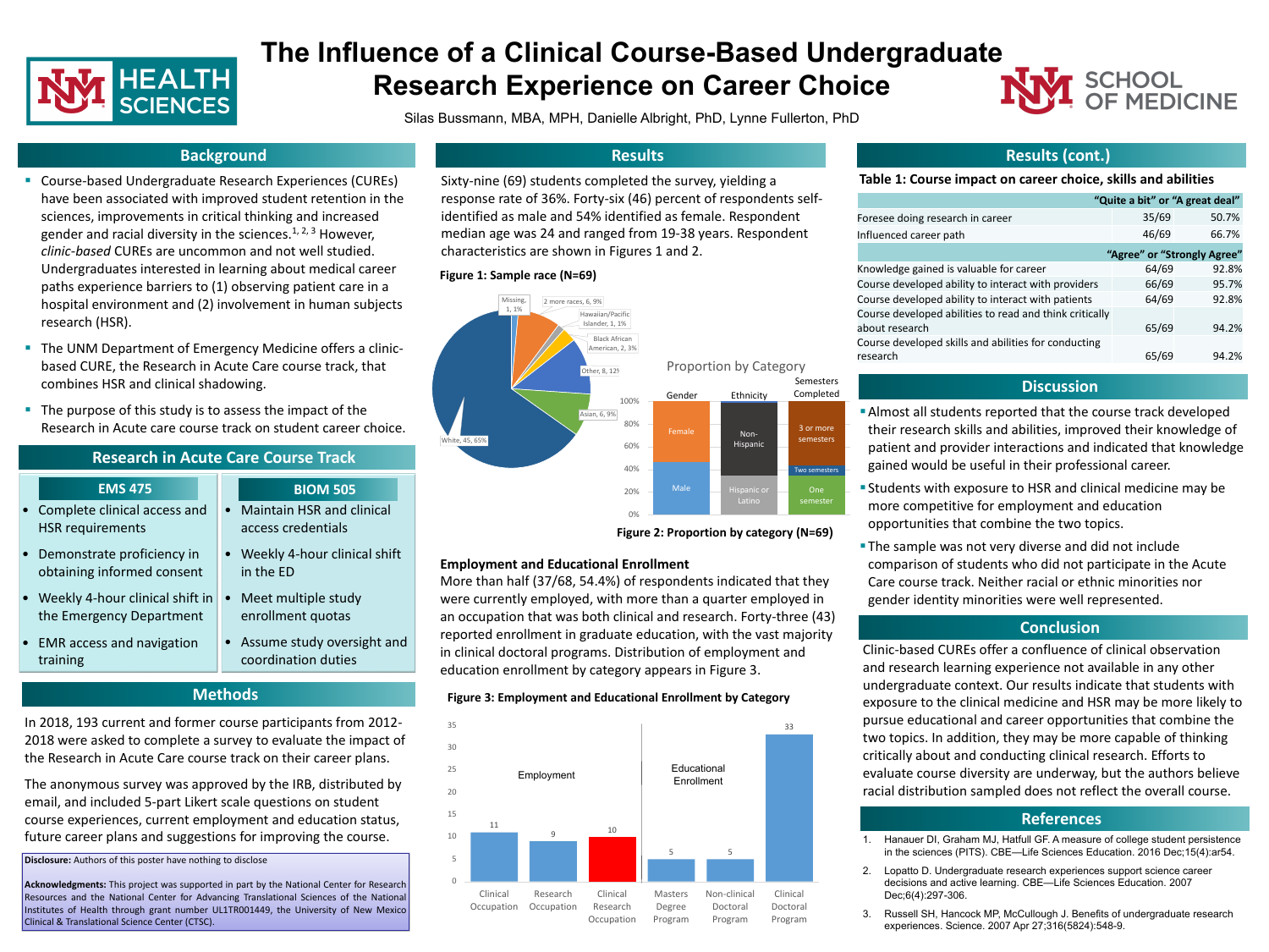# The Influence of a Clinical Course-Based Undergraduate Research Experience on Career Choice

Silas Bussmann, MBA, MPH, Danielle Albright, PhD, Lynne Fullerton, PhD

UNM HEALTH SCIENCES

UNM SCHOOL OF MEDICINE

## Background

- Course-based Undergraduate Research Experiences (CUREs) have been associated with improved student retention in the sciences, improvements in critical thinking and increased gender and racial diversity in the sciences.[1, 2, 3] However, *clinic-based* CUREs are uncommon and not well studied. Undergraduates interested in learning about medical career paths experience barriers to (1) observing patient care in a hospital environment and (2) involvement in human subjects research (HSR).
- The UNM Department of Emergency Medicine offers a clinic-based CURE, the Research in Acute Care course track, that combines HSR and clinical shadowing.
- The purpose of this study is to assess the impact of the Research in Acute care course track on student career choice.

## Research in Acute Care Course Track

### EMS 475

- Complete clinical access and HSR requirements
- Demonstrate proficiency in obtaining informed consent
- Weekly 4-hour clinical shift in the Emergency Department
- EMR access and navigation training

### BIOM 505

- Maintain HSR and clinical access credentials
- Weekly 4-hour clinical shift in the ED
- Meet multiple study enrollment quotas
- Assume study oversight and coordination duties

## Methods

In 2018, 193 current and former course participants from 2012-2018 were asked to complete a survey to evaluate the impact of the Research in Acute Care course track on their career plans.

The anonymous survey was approved by the IRB, distributed by email, and included 5-part Likert scale questions on student course experiences, current employment and education status, future career plans and suggestions for improving the course.

**Disclosure:** Authors of this poster have nothing to disclose

**Acknowledgments:** This project was supported in part by the National Center for Research Resources and the National Center for Advancing Translational Sciences of the National Institutes of Health through grant number UL1TR001449, the University of New Mexico Clinical & Translational Science Center (CTSC).

## Results

Sixty-nine (69) students completed the survey, yielding a response rate of 36%. Forty-six (46) percent of respondents self-identified as male and 54% identified as female. Respondent median age was 24 and ranged from 19-38 years. Respondent characteristics are shown in Figures 1 and 2.

**Figure 1: Sample race (N=69)**

Missing, 1, 1%
2 more races, 6, 9%
Hawaiian/Pacific Islander, 1, 1%
Black African American, 2, 3%
Other, 8, 12%
Asian, 6, 9%
White, 45, 65%

Proportion by Category

Gender | Ethnicity | Semesters Completed

Female, Male | Non-Hispanic, Hispanic or Latino | 3 or more semesters, Two semesters, One semester

100%, 80%, 60%, 40%, 20%, 0%

**Figure 2: Proportion by category (N=69)**

### Employment and Educational Enrollment

More than half (37/68, 54.4%) of respondents indicated that they were currently employed, with more than a quarter employed in an occupation that was both clinical and research. Forty-three (43) reported enrollment in graduate education, with the vast majority in clinical doctoral programs. Distribution of employment and education enrollment by category appears in Figure 3.

**Figure 3: Employment and Educational Enrollment by Category**

Employment | Educational Enrollment

Clinical Occupation 11
Research Occupation 9
Clinical Research Occupation 10
Masters Degree Program 5
Non-clinical Doctoral Program 5
Clinical Doctoral Program 33

0, 5, 10, 15, 20, 25, 30, 35

## Results (cont.)

**Table 1: Course impact on career choice, skills and abilities**

| | | |
|---|---|---|
| | "Quite a bit" or "A great deal" | |
| Foresee doing research in career | 35/69 | 50.7% |
| Influenced career path | 46/69 | 66.7% |
| | "Agree" or "Strongly Agree" | |
| Knowledge gained is valuable for career | 64/69 | 92.8% |
| Course developed ability to interact with providers | 66/69 | 95.7% |
| Course developed ability to interact with patients | 64/69 | 92.8% |
| Course developed abilities to read and think critically about research | 65/69 | 94.2% |
| Course developed skills and abilities for conducting research | 65/69 | 94.2% |

## Discussion

- Almost all students reported that the course track developed their research skills and abilities, improved their knowledge of patient and provider interactions and indicated that knowledge gained would be useful in their professional career.
- Students with exposure to HSR and clinical medicine may be more competitive for employment and education opportunities that combine the two topics.
- The sample was not very diverse and did not include comparison of students who did not participate in the Acute Care course track. Neither racial or ethnic minorities nor gender identity minorities were well represented.

## Conclusion

Clinic-based CUREs offer a confluence of clinical observation and research learning experience not available in any other undergraduate context. Our results indicate that students with exposure to the clinical medicine and HSR may be more likely to pursue educational and career opportunities that combine the two topics. In addition, they may be more capable of thinking critically about and conducting clinical research. Efforts to evaluate course diversity are underway, but the authors believe racial distribution sampled does not reflect the overall course.

## References

1. Hanauer DI, Graham MJ, Hatfull GF. A measure of college student persistence in the sciences (PITS). CBE—Life Sciences Education. 2016 Dec;15(4):ar54.
2. Lopatto D. Undergraduate research experiences support science career decisions and active learning. CBE—Life Sciences Education. 2007 Dec;6(4):297-306.
3. Russell SH, Hancock MP, McCullough J. Benefits of undergraduate research experiences. Science. 2007 Apr 27;316(5824):548-9.